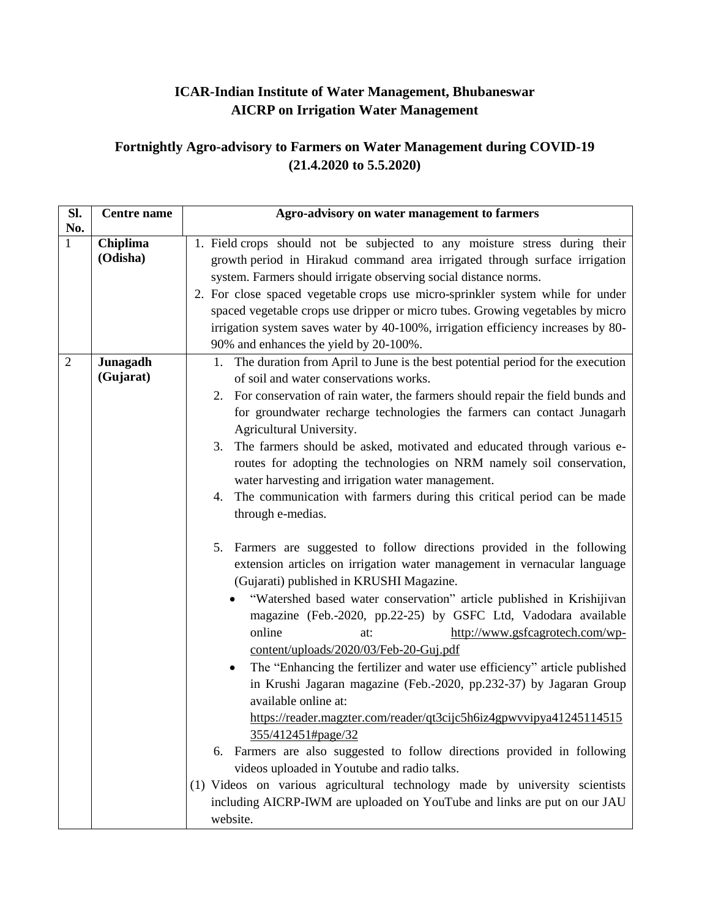**ICAR-Indian Institute of Water Management, Bhubaneswar**
**AICRP on Irrigation Water Management**

**Fortnightly Agro-advisory to Farmers on Water Management during COVID-19 (21.4.2020 to 5.5.2020)**

| Sl. No. | Centre name | Agro-advisory on water management to farmers |
|---|---|---|
| 1 | **Chiplima (Odisha)** | 1. Field crops should not be subjected to any moisture stress during their growth period in Hirakud command area irrigated through surface irrigation system. Farmers should irrigate observing social distance norms.<br>2. For close spaced vegetable crops use micro-sprinkler system while for under spaced vegetable crops use dripper or micro tubes. Growing vegetables by micro irrigation system saves water by 40-100%, irrigation efficiency increases by 80-90% and enhances the yield by 20-100%. |
| 2 | **Junagadh (Gujarat)** | 1. The duration from April to June is the best potential period for the execution of soil and water conservations works.<br>2. For conservation of rain water, the farmers should repair the field bunds and for groundwater recharge technologies the farmers can contact Junagarh Agricultural University.<br>3. The farmers should be asked, motivated and educated through various e-routes for adopting the technologies on NRM namely soil conservation, water harvesting and irrigation water management.<br>4. The communication with farmers during this critical period can be made through e-medias.<br><br>5. Farmers are suggested to follow directions provided in the following extension articles on irrigation water management in vernacular language (Gujarati) published in KRUSHI Magazine.<br>• "Watershed based water conservation" article published in Krishijivan magazine (Feb.-2020, pp.22-25) by GSFC Ltd, Vadodara available online at: http://www.gsfcagrotech.com/wp-content/uploads/2020/03/Feb-20-Guj.pdf<br>• The "Enhancing the fertilizer and water use efficiency" article published in Krushi Jagaran magazine (Feb.-2020, pp.232-37) by Jagaran Group available online at: https://reader.magzter.com/reader/qt3cijc5h6iz4gpwvvipya41245114515355/412451#page/32<br>6. Farmers are also suggested to follow directions provided in following videos uploaded in Youtube and radio talks.<br>(1) Videos on various agricultural technology made by university scientists including AICRP-IWM are uploaded on YouTube and links are put on our JAU website. |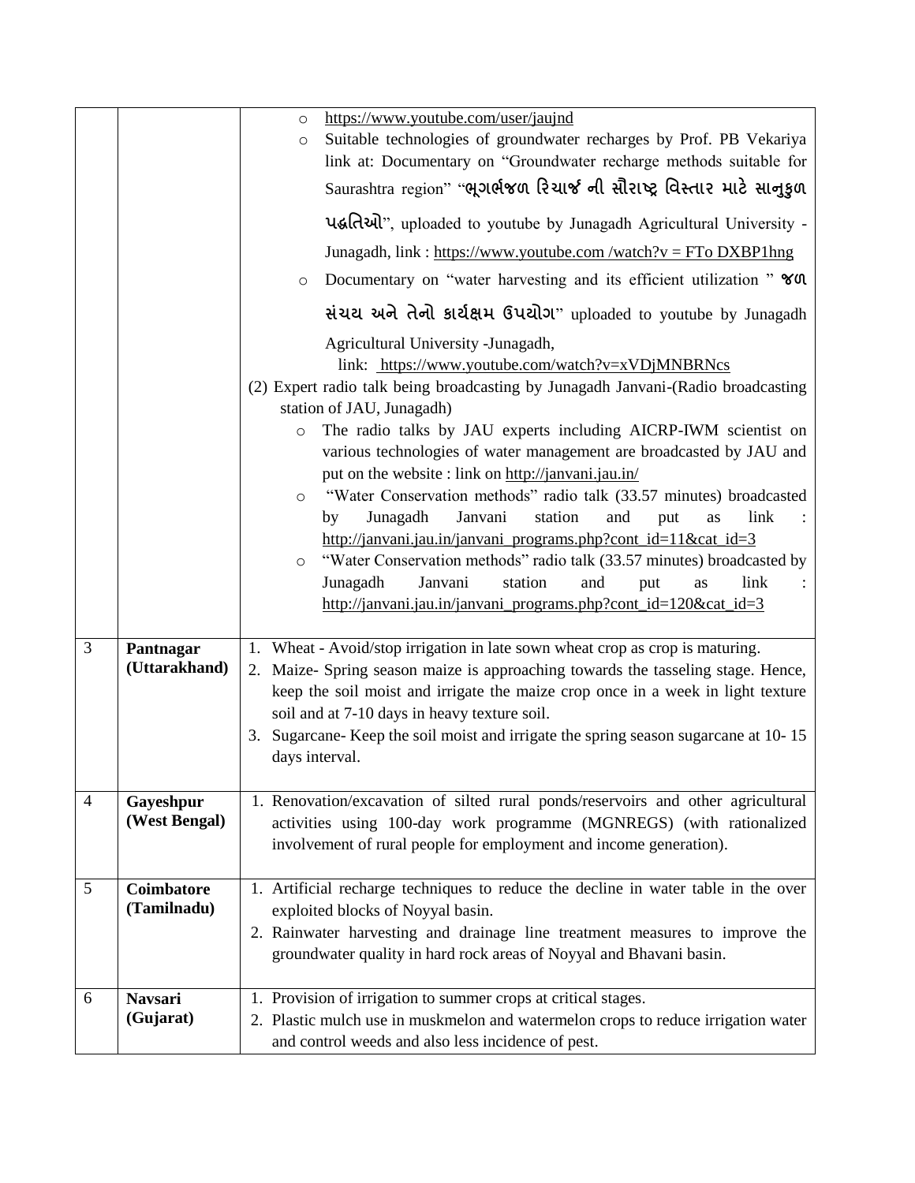| | | |
|---|---|---|
| | | ○ https://www.youtube.com/user/jaujnd<br>○ Suitable technologies of groundwater recharges by Prof. PB Vekariya link at: Documentary on "Groundwater recharge methods suitable for Saurashtra region" "ભૂગર્ભજળ રિચાર્જ ની સૌરાષ્ટ્ર વિસ્તાર માટે સાનુકુળ પદ્ધતિઓ", uploaded to youtube by Junagadh Agricultural University - Junagadh, link : https://www.youtube.com /watch?v = FTo DXBP1hng<br>○ Documentary on "water harvesting and its efficient utilization " જળ સંચય અને તેનો કાર્યક્ષમ ઉપયોગ" uploaded to youtube by Junagadh Agricultural University -Junagadh, link: https://www.youtube.com/watch?v=xVDjMNBRNcs<br>(2) Expert radio talk being broadcasting by Junagadh Janvani-(Radio broadcasting station of JAU, Junagadh)<br>○ The radio talks by JAU experts including AICRP-IWM scientist on various technologies of water management are broadcasted by JAU and put on the website : link on http://janvani.jau.in/<br>○ "Water Conservation methods" radio talk (33.57 minutes) broadcasted by Junagadh Janvani station and put as link : http://janvani.jau.in/janvani_programs.php?cont_id=11&cat_id=3<br>○ "Water Conservation methods" radio talk (33.57 minutes) broadcasted by Junagadh Janvani station and put as link : http://janvani.jau.in/janvani_programs.php?cont_id=120&cat_id=3 |
| 3 | **Pantnagar (Uttarakhand)** | 1. Wheat - Avoid/stop irrigation in late sown wheat crop as crop is maturing.<br>2. Maize- Spring season maize is approaching towards the tasseling stage. Hence, keep the soil moist and irrigate the maize crop once in a week in light texture soil and at 7-10 days in heavy texture soil.<br>3. Sugarcane- Keep the soil moist and irrigate the spring season sugarcane at 10- 15 days interval. |
| 4 | **Gayeshpur (West Bengal)** | 1. Renovation/excavation of silted rural ponds/reservoirs and other agricultural activities using 100-day work programme (MGNREGS) (with rationalized involvement of rural people for employment and income generation). |
| 5 | **Coimbatore (Tamilnadu)** | 1. Artificial recharge techniques to reduce the decline in water table in the over exploited blocks of Noyyal basin.<br>2. Rainwater harvesting and drainage line treatment measures to improve the groundwater quality in hard rock areas of Noyyal and Bhavani basin. |
| 6 | **Navsari (Gujarat)** | 1. Provision of irrigation to summer crops at critical stages.<br>2. Plastic mulch use in muskmelon and watermelon crops to reduce irrigation water and control weeds and also less incidence of pest. |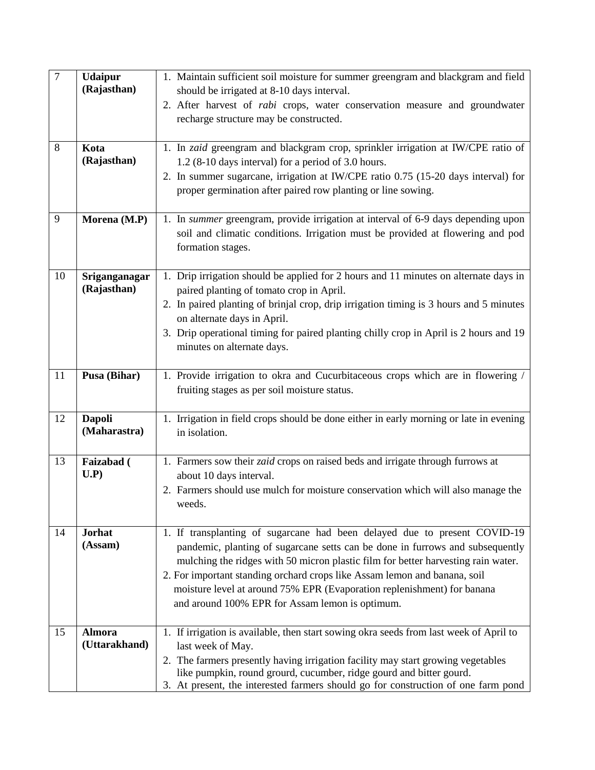| | | |
|---|---|---|
| 7 | **Udaipur (Rajasthan)** | 1. Maintain sufficient soil moisture for summer greengram and blackgram and field should be irrigated at 8-10 days interval.<br>2. After harvest of *rabi* crops, water conservation measure and groundwater recharge structure may be constructed. |
| 8 | **Kota (Rajasthan)** | 1. In *zaid* greengram and blackgram crop, sprinkler irrigation at IW/CPE ratio of 1.2 (8-10 days interval) for a period of 3.0 hours.<br>2. In summer sugarcane, irrigation at IW/CPE ratio 0.75 (15-20 days interval) for proper germination after paired row planting or line sowing. |
| 9 | **Morena (M.P)** | 1. In *summer* greengram, provide irrigation at interval of 6-9 days depending upon soil and climatic conditions. Irrigation must be provided at flowering and pod formation stages. |
| 10 | **Sriganganagar (Rajasthan)** | 1. Drip irrigation should be applied for 2 hours and 11 minutes on alternate days in paired planting of tomato crop in April.<br>2. In paired planting of brinjal crop, drip irrigation timing is 3 hours and 5 minutes on alternate days in April.<br>3. Drip operational timing for paired planting chilly crop in April is 2 hours and 19 minutes on alternate days. |
| 11 | **Pusa (Bihar)** | 1. Provide irrigation to okra and Cucurbitaceous crops which are in flowering / fruiting stages as per soil moisture status. |
| 12 | **Dapoli (Maharastra)** | 1. Irrigation in field crops should be done either in early morning or late in evening in isolation. |
| 13 | **Faizabad ( U.P)** | 1. Farmers sow their *zaid* crops on raised beds and irrigate through furrows at about 10 days interval.<br>2. Farmers should use mulch for moisture conservation which will also manage the weeds. |
| 14 | **Jorhat (Assam)** | 1. If transplanting of sugarcane had been delayed due to present COVID-19 pandemic, planting of sugarcane setts can be done in furrows and subsequently mulching the ridges with 50 micron plastic film for better harvesting rain water.<br>2. For important standing orchard crops like Assam lemon and banana, soil moisture level at around 75% EPR (Evaporation replenishment) for banana and around 100% EPR for Assam lemon is optimum. |
| 15 | **Almora (Uttarakhand)** | 1. If irrigation is available, then start sowing okra seeds from last week of April to last week of May.<br>2. The farmers presently having irrigation facility may start growing vegetables like pumpkin, round grourd, cucumber, ridge gourd and bitter gourd.<br>3. At present, the interested farmers should go for construction of one farm pond |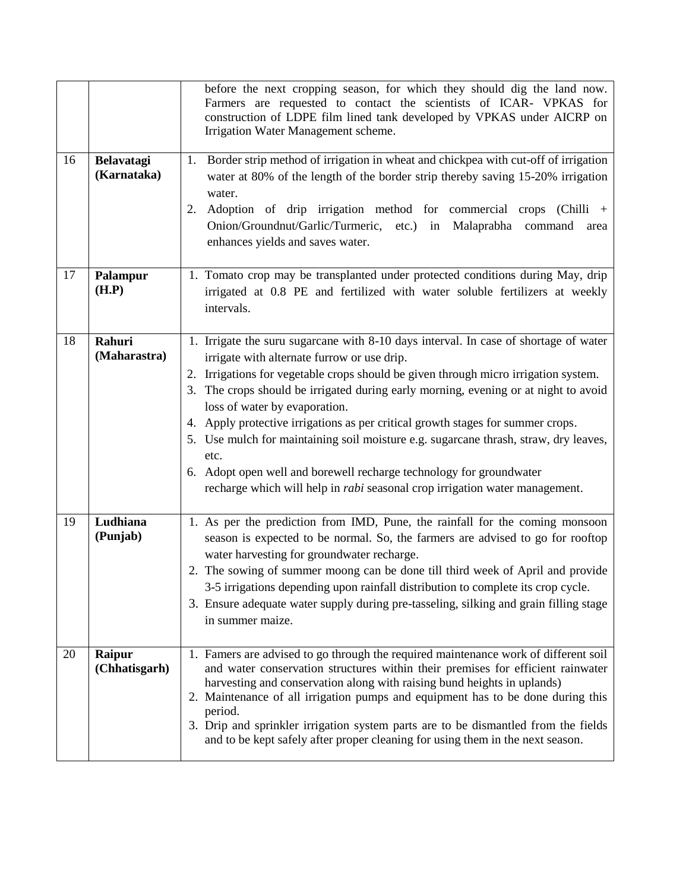| | | |
|---|---|---|
| | | before the next cropping season, for which they should dig the land now. Farmers are requested to contact the scientists of ICAR- VPKAS for construction of LDPE film lined tank developed by VPKAS under AICRP on Irrigation Water Management scheme. |
| 16 | **Belavatagi (Karnataka)** | 1. Border strip method of irrigation in wheat and chickpea with cut-off of irrigation water at 80% of the length of the border strip thereby saving 15-20% irrigation water.<br>2. Adoption of drip irrigation method for commercial crops (Chilli + Onion/Groundnut/Garlic/Turmeric, etc.) in Malaprabha command area enhances yields and saves water. |
| 17 | **Palampur (H.P)** | 1. Tomato crop may be transplanted under protected conditions during May, drip irrigated at 0.8 PE and fertilized with water soluble fertilizers at weekly intervals. |
| 18 | **Rahuri (Maharastra)** | 1. Irrigate the suru sugarcane with 8-10 days interval. In case of shortage of water irrigate with alternate furrow or use drip.<br>2. Irrigations for vegetable crops should be given through micro irrigation system.<br>3. The crops should be irrigated during early morning, evening or at night to avoid loss of water by evaporation.<br>4. Apply protective irrigations as per critical growth stages for summer crops.<br>5. Use mulch for maintaining soil moisture e.g. sugarcane thrash, straw, dry leaves, etc.<br>6. Adopt open well and borewell recharge technology for groundwater recharge which will help in *rabi* seasonal crop irrigation water management. |
| 19 | **Ludhiana (Punjab)** | 1. As per the prediction from IMD, Pune, the rainfall for the coming monsoon season is expected to be normal. So, the farmers are advised to go for rooftop water harvesting for groundwater recharge.<br>2. The sowing of summer moong can be done till third week of April and provide 3-5 irrigations depending upon rainfall distribution to complete its crop cycle.<br>3. Ensure adequate water supply during pre-tasseling, silking and grain filling stage in summer maize. |
| 20 | **Raipur (Chhatisgarh)** | 1. Famers are advised to go through the required maintenance work of different soil and water conservation structures within their premises for efficient rainwater harvesting and conservation along with raising bund heights in uplands)<br>2. Maintenance of all irrigation pumps and equipment has to be done during this period.<br>3. Drip and sprinkler irrigation system parts are to be dismantled from the fields and to be kept safely after proper cleaning for using them in the next season. |